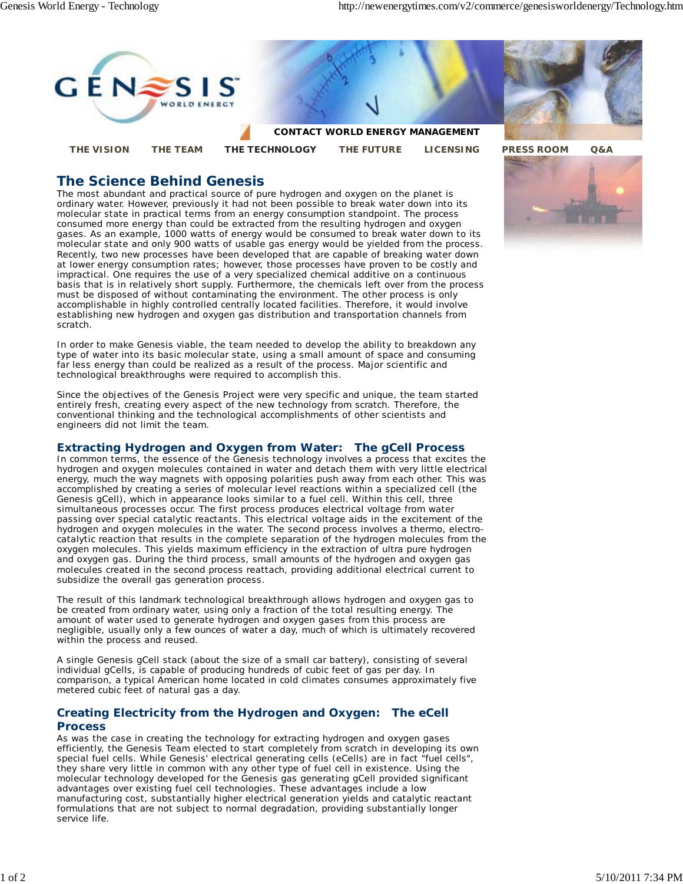CONTACT WORLD ENERGY MANAGEMENT

THE VISION | THE TEAM | THE TECHNOLOGY | THE FUTURE | LICENSING | PRESS ROOM | Q&A

## The Science Behind Genesis

The most abundant and practical source of pure hydrogen and oxygen on the planet is ordinary water. However, previously it had not been possible to break water down into its molecular state in practical terms from an energy consumption standpoint. The process consumed more energy than could be extracted from the resulting hydrogen and oxygen gases. As an example, 1000 watts of energy would be consumed to break water down to its molecular state and only 900 watts of usable gas energy would be yielded from the process. Recently, two new processes have been developed that are capable of breaking water down at lower energy consumption rates; however, those processes have proven to be costly and impractical. One requires the use of a very specialized chemical additive on a continuous basis that is in relatively short supply. Furthermore, the chemicals left over from the process must be disposed of without contaminating the environment. The other process is only accomplishable in highly controlled centrally located facilities. Therefore, it would involve establishing new hydrogen and oxygen gas distribution and transportation channels from scratch.

In order to make Genesis viable, the team needed to develop the ability to breakdown any type of water into its basic molecular state, using a small amount of space and consuming far less energy than could be realized as a result of the process. Major scientific and technological breakthroughs were required to accomplish this.

Since the objectives of the Genesis Project were very specific and unique, the team started entirely fresh, creating every aspect of the new technology from scratch. Therefore, the conventional thinking and the technological accomplishments of other scientists and engineers did not limit the team.

### Extracting Hydrogen and Oxygen from Water: The gCell Process

In common terms, the essence of the Genesis technology involves a process that excites the hydrogen and oxygen molecules contained in water and detach them with very little electrical energy, much the way magnets with opposing polarities push away from each other. This was accomplished by creating a series of molecular level reactions within a specialized cell (the Genesis gCell), which in appearance looks similar to a fuel cell. Within this cell, three simultaneous processes occur. The first process produces electrical voltage from water passing over special catalytic reactants. This electrical voltage aids in the excitement of the hydrogen and oxygen molecules in the water. The second process involves a thermo, electro-catalytic reaction that results in the complete separation of the hydrogen molecules from the oxygen molecules. This yields maximum efficiency in the extraction of ultra pure hydrogen and oxygen gas. During the third process, small amounts of the hydrogen and oxygen gas molecules created in the second process reattach, providing additional electrical current to subsidize the overall gas generation process.

The result of this landmark technological breakthrough allows hydrogen and oxygen gas to be created from ordinary water, using only a fraction of the total resulting energy. The amount of water used to generate hydrogen and oxygen gases from this process are negligible, usually only a few ounces of water a day, much of which is ultimately recovered within the process and reused.

A single Genesis gCell stack (about the size of a small car battery), consisting of several individual gCells, is capable of producing hundreds of cubic feet of gas per day. In comparison, a typical American home located in cold climates consumes approximately five metered cubic feet of natural gas a day.

### Creating Electricity from the Hydrogen and Oxygen: The eCell Process

As was the case in creating the technology for extracting hydrogen and oxygen gases efficiently, the Genesis Team elected to start completely from scratch in developing its own special fuel cells. While Genesis' electrical generating cells (eCells) are in fact "fuel cells", they share very little in common with any other type of fuel cell in existence. Using the molecular technology developed for the Genesis gas generating gCell provided significant advantages over existing fuel cell technologies. These advantages include a low manufacturing cost, substantially higher electrical generation yields and catalytic reactant formulations that are not subject to normal degradation, providing substantially longer service life.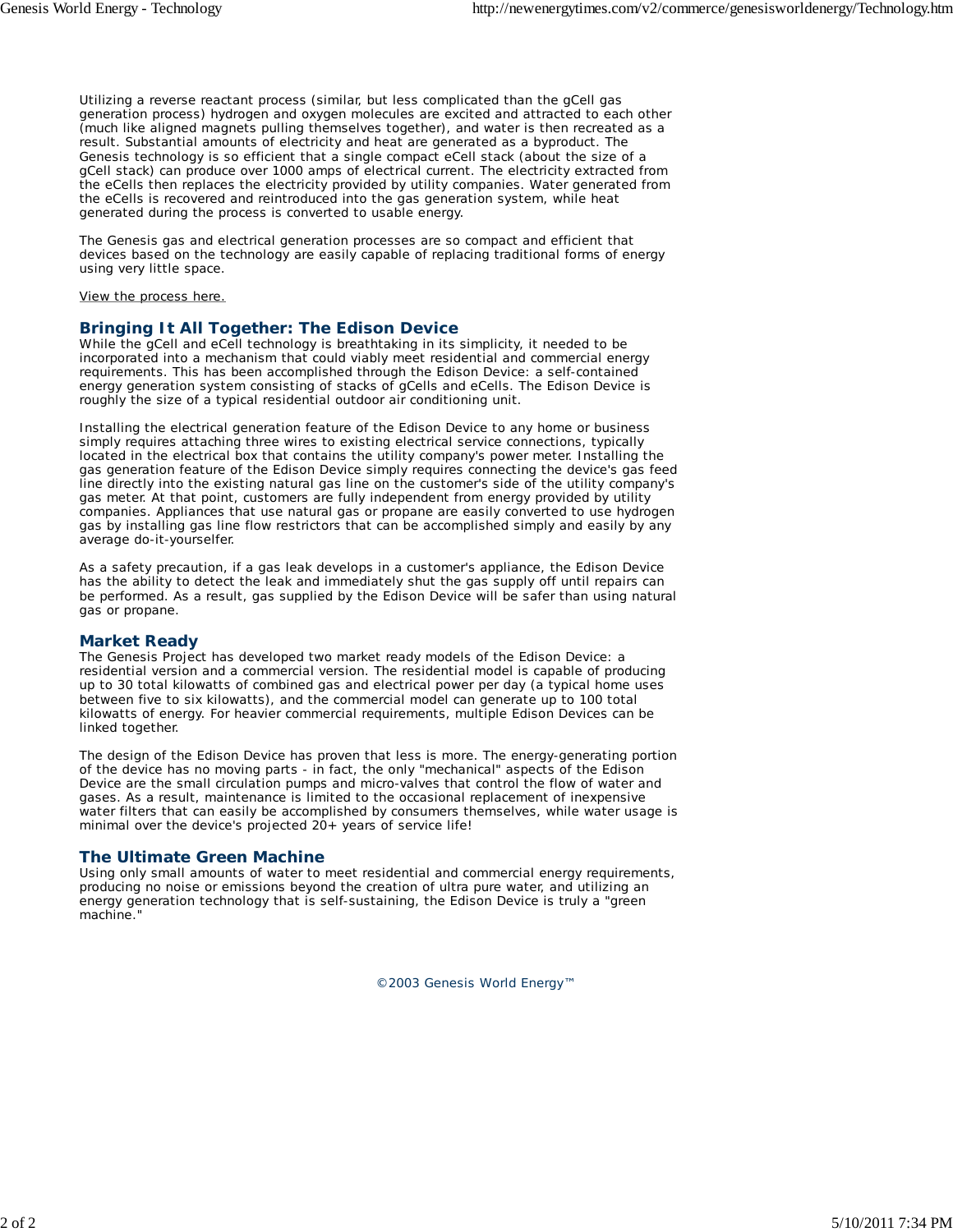Utilizing a reverse reactant process (similar, but less complicated than the gCell gas generation process) hydrogen and oxygen molecules are excited and attracted to each other (much like aligned magnets pulling themselves together), and water is then recreated as a result. Substantial amounts of electricity and heat are generated as a byproduct. The Genesis technology is so efficient that a single compact eCell stack (about the size of a gCell stack) can produce over 1000 amps of electrical current. The electricity extracted from the eCells then replaces the electricity provided by utility companies. Water generated from the eCells is recovered and reintroduced into the gas generation system, while heat generated during the process is converted to usable energy.

The Genesis gas and electrical generation processes are so compact and efficient that devices based on the technology are easily capable of replacing traditional forms of energy using very little space.

View the process here.

### Bringing It All Together: The Edison Device

While the gCell and eCell technology is breathtaking in its simplicity, it needed to be incorporated into a mechanism that could viably meet residential and commercial energy requirements. This has been accomplished through the Edison Device: a self-contained energy generation system consisting of stacks of gCells and eCells. The Edison Device is roughly the size of a typical residential outdoor air conditioning unit.

Installing the electrical generation feature of the Edison Device to any home or business simply requires attaching three wires to existing electrical service connections, typically located in the electrical box that contains the utility company's power meter. Installing the gas generation feature of the Edison Device simply requires connecting the device's gas feed line directly into the existing natural gas line on the customer's side of the utility company's gas meter. At that point, customers are fully independent from energy provided by utility companies. Appliances that use natural gas or propane are easily converted to use hydrogen gas by installing gas line flow restrictors that can be accomplished simply and easily by any average do-it-yourselfer.

As a safety precaution, if a gas leak develops in a customer's appliance, the Edison Device has the ability to detect the leak and immediately shut the gas supply off until repairs can be performed. As a result, gas supplied by the Edison Device will be safer than using natural gas or propane.

### Market Ready

The Genesis Project has developed two market ready models of the Edison Device: a residential version and a commercial version. The residential model is capable of producing up to 30 total kilowatts of combined gas and electrical power per day (a typical home uses between five to six kilowatts), and the commercial model can generate up to 100 total kilowatts of energy. For heavier commercial requirements, multiple Edison Devices can be linked together.

The design of the Edison Device has proven that less is more. The energy-generating portion of the device has no moving parts - in fact, the only "mechanical" aspects of the Edison Device are the small circulation pumps and micro-valves that control the flow of water and gases. As a result, maintenance is limited to the occasional replacement of inexpensive water filters that can easily be accomplished by consumers themselves, while water usage is minimal over the device's projected 20+ years of service life!

### The Ultimate Green Machine

Using only small amounts of water to meet residential and commercial energy requirements, producing no noise or emissions beyond the creation of ultra pure water, and utilizing an energy generation technology that is self-sustaining, the Edison Device is truly a "green machine."

©2003 Genesis World Energy™